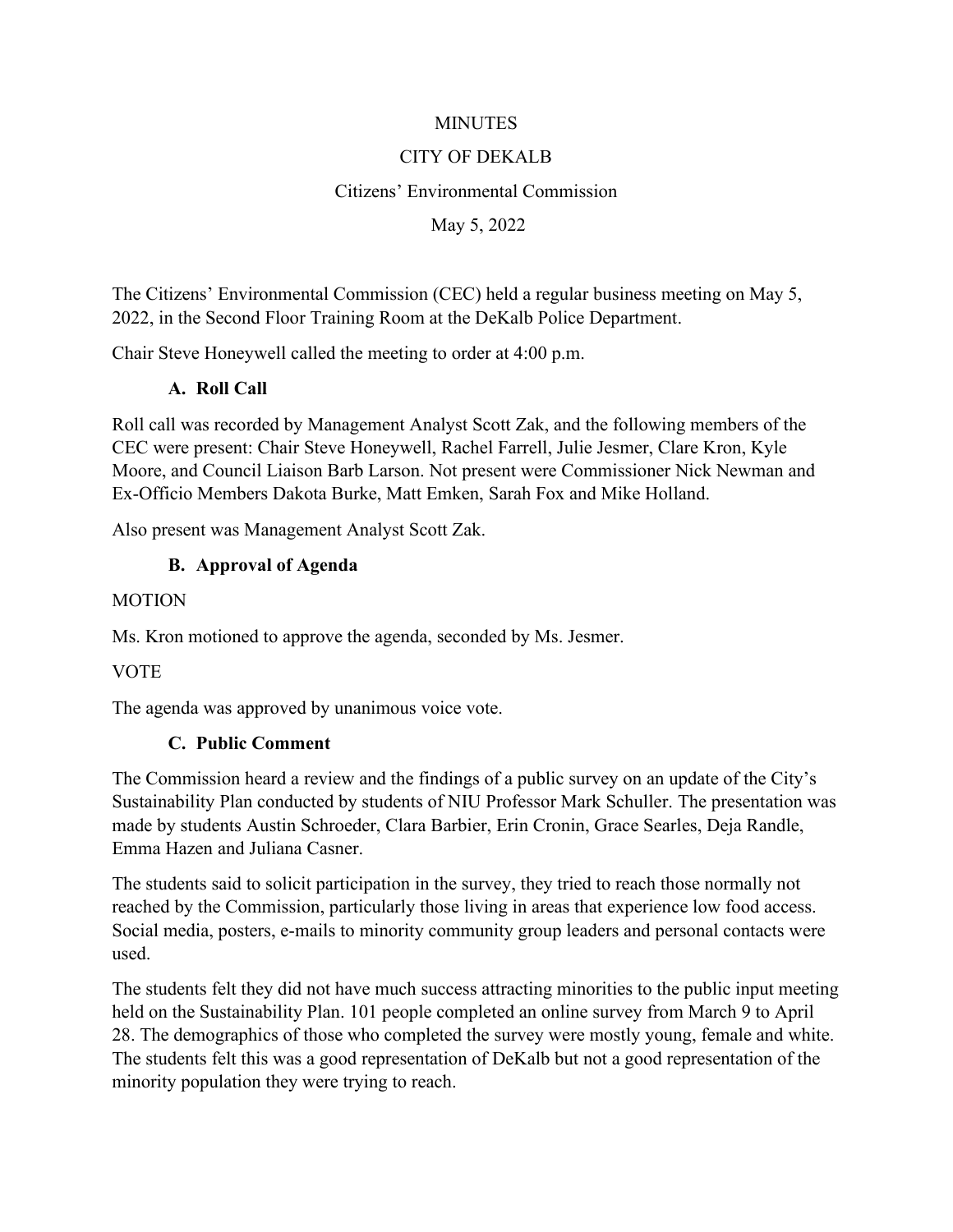MINUTES

CITY OF DEKALB

Citizens' Environmental Commission

May 5, 2022

The Citizens' Environmental Commission (CEC) held a regular business meeting on May 5, 2022, in the Second Floor Training Room at the DeKalb Police Department.

Chair Steve Honeywell called the meeting to order at 4:00 p.m.

### A. Roll Call

Roll call was recorded by Management Analyst Scott Zak, and the following members of the CEC were present: Chair Steve Honeywell, Rachel Farrell, Julie Jesmer, Clare Kron, Kyle Moore, and Council Liaison Barb Larson. Not present were Commissioner Nick Newman and Ex-Officio Members Dakota Burke, Matt Emken, Sarah Fox and Mike Holland.

Also present was Management Analyst Scott Zak.

### B. Approval of Agenda

MOTION

Ms. Kron motioned to approve the agenda, seconded by Ms. Jesmer.

VOTE

The agenda was approved by unanimous voice vote.

### C. Public Comment

The Commission heard a review and the findings of a public survey on an update of the City's Sustainability Plan conducted by students of NIU Professor Mark Schuller. The presentation was made by students Austin Schroeder, Clara Barbier, Erin Cronin, Grace Searles, Deja Randle, Emma Hazen and Juliana Casner.

The students said to solicit participation in the survey, they tried to reach those normally not reached by the Commission, particularly those living in areas that experience low food access. Social media, posters, e-mails to minority community group leaders and personal contacts were used.

The students felt they did not have much success attracting minorities to the public input meeting held on the Sustainability Plan. 101 people completed an online survey from March 9 to April 28. The demographics of those who completed the survey were mostly young, female and white. The students felt this was a good representation of DeKalb but not a good representation of the minority population they were trying to reach.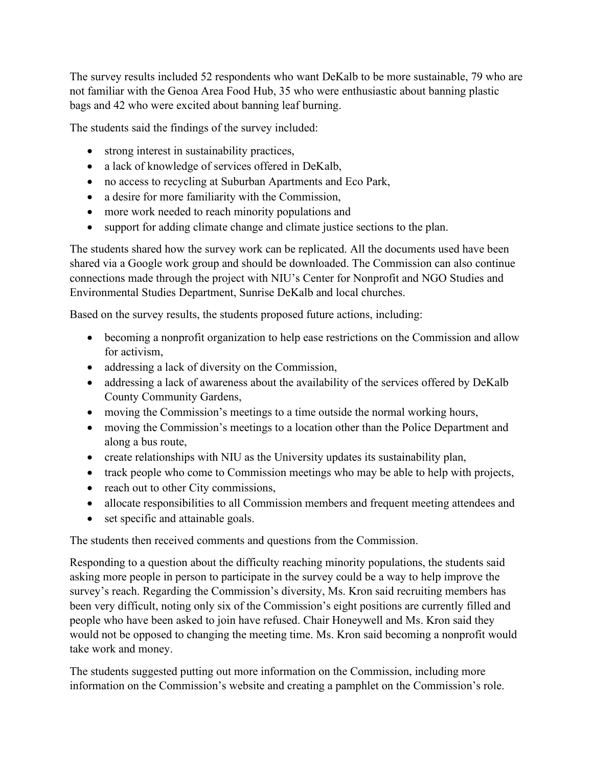The survey results included 52 respondents who want DeKalb to be more sustainable, 79 who are not familiar with the Genoa Area Food Hub, 35 who were enthusiastic about banning plastic bags and 42 who were excited about banning leaf burning.

The students said the findings of the survey included:

- strong interest in sustainability practices,
- a lack of knowledge of services offered in DeKalb,
- no access to recycling at Suburban Apartments and Eco Park,
- a desire for more familiarity with the Commission,
- more work needed to reach minority populations and
- support for adding climate change and climate justice sections to the plan.

The students shared how the survey work can be replicated. All the documents used have been shared via a Google work group and should be downloaded. The Commission can also continue connections made through the project with NIU's Center for Nonprofit and NGO Studies and Environmental Studies Department, Sunrise DeKalb and local churches.

Based on the survey results, the students proposed future actions, including:

- becoming a nonprofit organization to help ease restrictions on the Commission and allow for activism,
- addressing a lack of diversity on the Commission,
- addressing a lack of awareness about the availability of the services offered by DeKalb County Community Gardens,
- moving the Commission's meetings to a time outside the normal working hours,
- moving the Commission's meetings to a location other than the Police Department and along a bus route,
- create relationships with NIU as the University updates its sustainability plan,
- track people who come to Commission meetings who may be able to help with projects,
- reach out to other City commissions,
- allocate responsibilities to all Commission members and frequent meeting attendees and
- set specific and attainable goals.

The students then received comments and questions from the Commission.

Responding to a question about the difficulty reaching minority populations, the students said asking more people in person to participate in the survey could be a way to help improve the survey's reach. Regarding the Commission's diversity, Ms. Kron said recruiting members has been very difficult, noting only six of the Commission's eight positions are currently filled and people who have been asked to join have refused. Chair Honeywell and Ms. Kron said they would not be opposed to changing the meeting time. Ms. Kron said becoming a nonprofit would take work and money.

The students suggested putting out more information on the Commission, including more information on the Commission's website and creating a pamphlet on the Commission's role.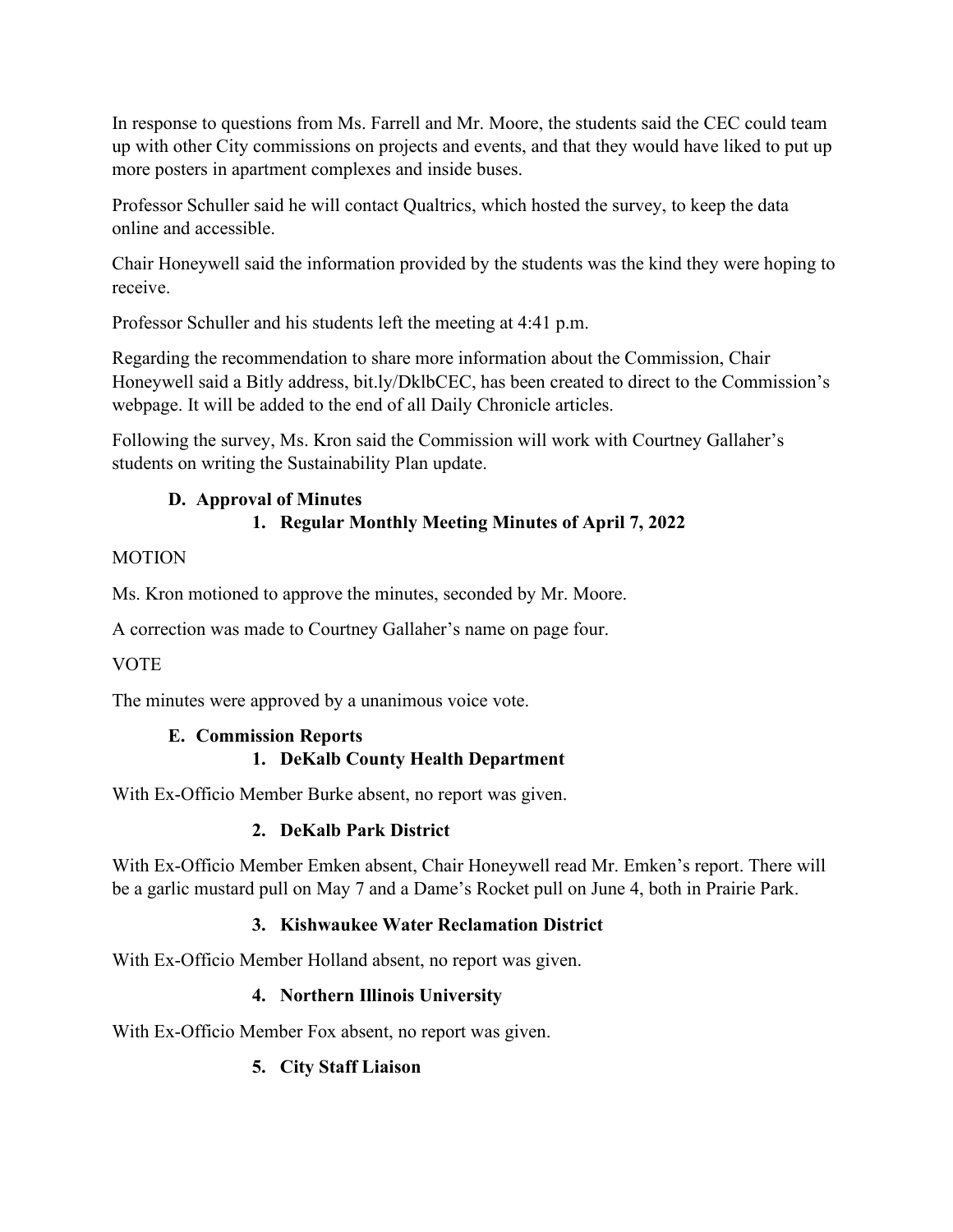In response to questions from Ms. Farrell and Mr. Moore, the students said the CEC could team up with other City commissions on projects and events, and that they would have liked to put up more posters in apartment complexes and inside buses.

Professor Schuller said he will contact Qualtrics, which hosted the survey, to keep the data online and accessible.

Chair Honeywell said the information provided by the students was the kind they were hoping to receive.

Professor Schuller and his students left the meeting at 4:41 p.m.

Regarding the recommendation to share more information about the Commission, Chair Honeywell said a Bitly address, bit.ly/DklbCEC, has been created to direct to the Commission's webpage. It will be added to the end of all Daily Chronicle articles.

Following the survey, Ms. Kron said the Commission will work with Courtney Gallaher's students on writing the Sustainability Plan update.

### D. Approval of Minutes

#### 1. Regular Monthly Meeting Minutes of April 7, 2022

MOTION

Ms. Kron motioned to approve the minutes, seconded by Mr. Moore.

A correction was made to Courtney Gallaher's name on page four.

VOTE

The minutes were approved by a unanimous voice vote.

### E. Commission Reports

#### 1. DeKalb County Health Department

With Ex-Officio Member Burke absent, no report was given.

#### 2. DeKalb Park District

With Ex-Officio Member Emken absent, Chair Honeywell read Mr. Emken's report. There will be a garlic mustard pull on May 7 and a Dame's Rocket pull on June 4, both in Prairie Park.

#### 3. Kishwaukee Water Reclamation District

With Ex-Officio Member Holland absent, no report was given.

#### 4. Northern Illinois University

With Ex-Officio Member Fox absent, no report was given.

#### 5. City Staff Liaison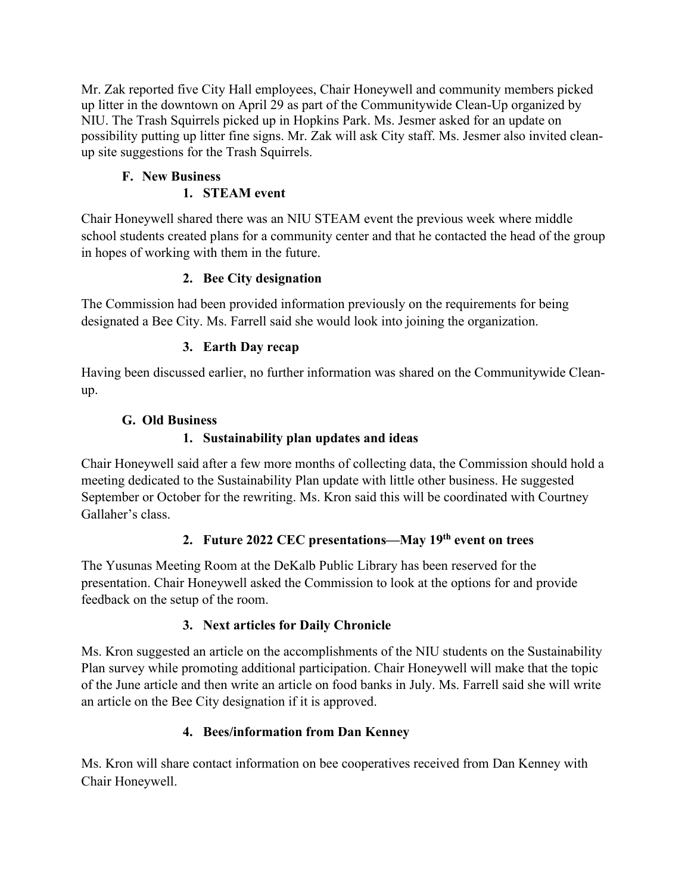Mr. Zak reported five City Hall employees, Chair Honeywell and community members picked up litter in the downtown on April 29 as part of the Communitywide Clean-Up organized by NIU. The Trash Squirrels picked up in Hopkins Park. Ms. Jesmer asked for an update on possibility putting up litter fine signs. Mr. Zak will ask City staff. Ms. Jesmer also invited clean-up site suggestions for the Trash Squirrels.

**F. New Business**

**1. STEAM event**

Chair Honeywell shared there was an NIU STEAM event the previous week where middle school students created plans for a community center and that he contacted the head of the group in hopes of working with them in the future.

**2. Bee City designation**

The Commission had been provided information previously on the requirements for being designated a Bee City. Ms. Farrell said she would look into joining the organization.

**3. Earth Day recap**

Having been discussed earlier, no further information was shared on the Communitywide Clean-up.

**G. Old Business**

**1. Sustainability plan updates and ideas**

Chair Honeywell said after a few more months of collecting data, the Commission should hold a meeting dedicated to the Sustainability Plan update with little other business. He suggested September or October for the rewriting. Ms. Kron said this will be coordinated with Courtney Gallaher's class.

**2. Future 2022 CEC presentations—May 19th event on trees**

The Yusunas Meeting Room at the DeKalb Public Library has been reserved for the presentation. Chair Honeywell asked the Commission to look at the options for and provide feedback on the setup of the room.

**3. Next articles for Daily Chronicle**

Ms. Kron suggested an article on the accomplishments of the NIU students on the Sustainability Plan survey while promoting additional participation. Chair Honeywell will make that the topic of the June article and then write an article on food banks in July. Ms. Farrell said she will write an article on the Bee City designation if it is approved.

**4. Bees/information from Dan Kenney**

Ms. Kron will share contact information on bee cooperatives received from Dan Kenney with Chair Honeywell.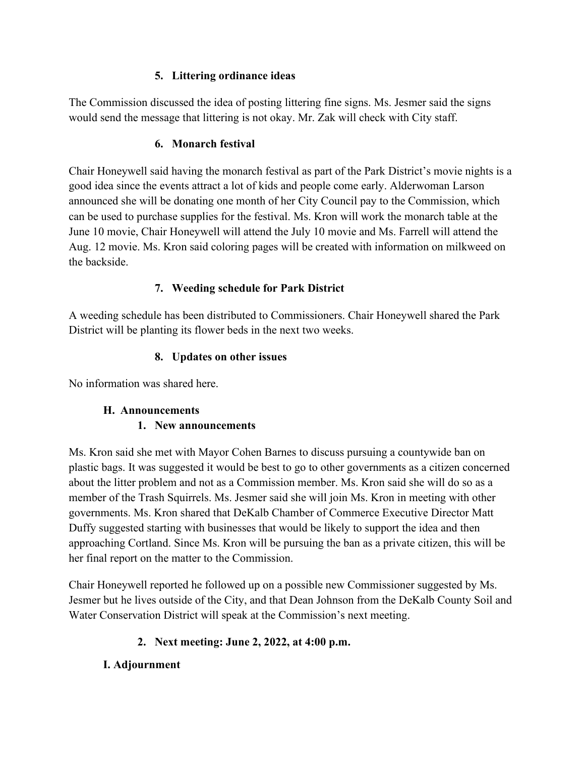### 5. Littering ordinance ideas

The Commission discussed the idea of posting littering fine signs. Ms. Jesmer said the signs would send the message that littering is not okay. Mr. Zak will check with City staff.

### 6. Monarch festival

Chair Honeywell said having the monarch festival as part of the Park District's movie nights is a good idea since the events attract a lot of kids and people come early. Alderwoman Larson announced she will be donating one month of her City Council pay to the Commission, which can be used to purchase supplies for the festival. Ms. Kron will work the monarch table at the June 10 movie, Chair Honeywell will attend the July 10 movie and Ms. Farrell will attend the Aug. 12 movie. Ms. Kron said coloring pages will be created with information on milkweed on the backside.

### 7. Weeding schedule for Park District

A weeding schedule has been distributed to Commissioners. Chair Honeywell shared the Park District will be planting its flower beds in the next two weeks.

### 8. Updates on other issues

No information was shared here.

## H. Announcements

### 1. New announcements

Ms. Kron said she met with Mayor Cohen Barnes to discuss pursuing a countywide ban on plastic bags. It was suggested it would be best to go to other governments as a citizen concerned about the litter problem and not as a Commission member. Ms. Kron said she will do so as a member of the Trash Squirrels. Ms. Jesmer said she will join Ms. Kron in meeting with other governments. Ms. Kron shared that DeKalb Chamber of Commerce Executive Director Matt Duffy suggested starting with businesses that would be likely to support the idea and then approaching Cortland. Since Ms. Kron will be pursuing the ban as a private citizen, this will be her final report on the matter to the Commission.

Chair Honeywell reported he followed up on a possible new Commissioner suggested by Ms. Jesmer but he lives outside of the City, and that Dean Johnson from the DeKalb County Soil and Water Conservation District will speak at the Commission's next meeting.

### 2. Next meeting: June 2, 2022, at 4:00 p.m.

## I. Adjournment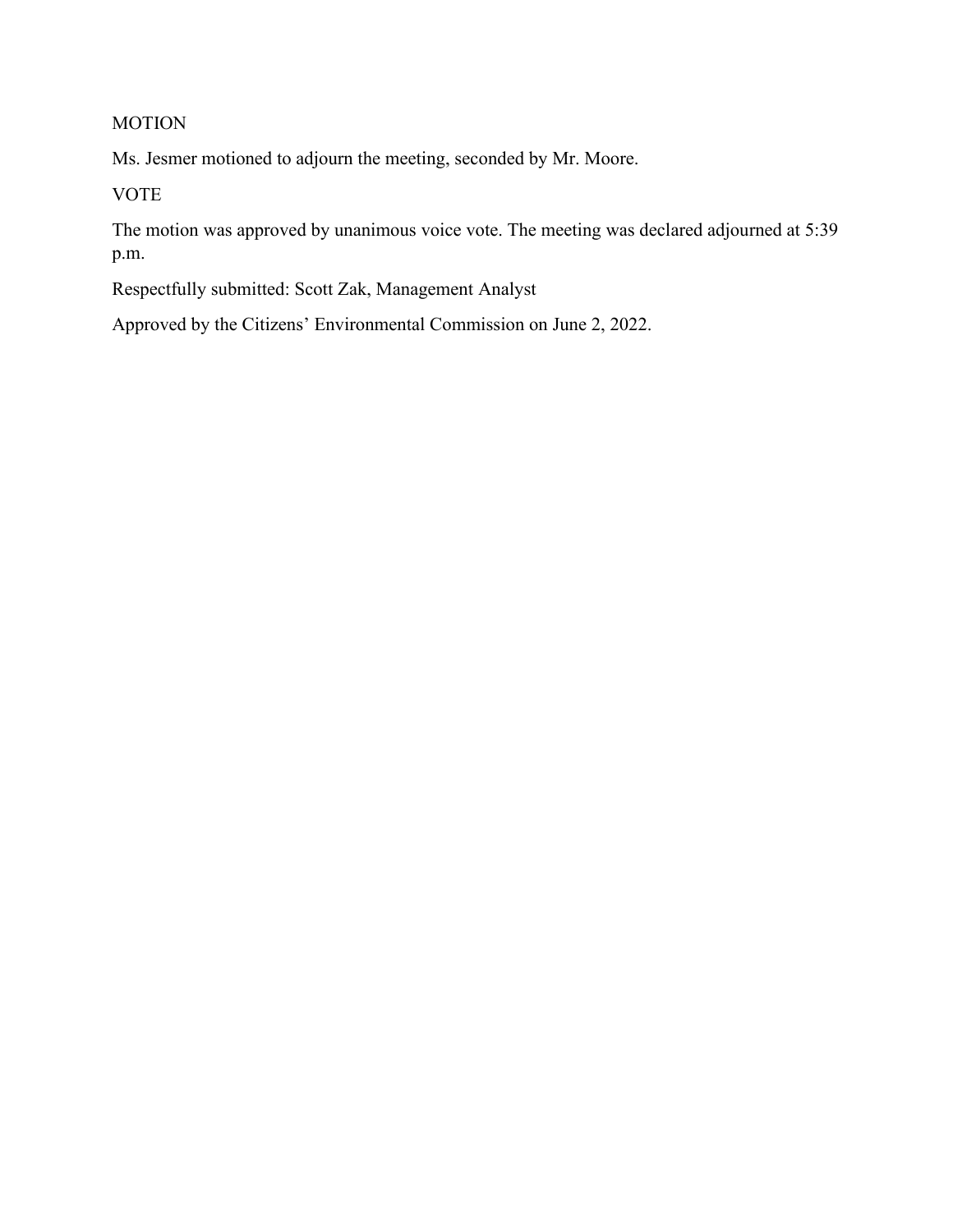MOTION

Ms. Jesmer motioned to adjourn the meeting, seconded by Mr. Moore.

VOTE

The motion was approved by unanimous voice vote. The meeting was declared adjourned at 5:39 p.m.

Respectfully submitted: Scott Zak, Management Analyst

Approved by the Citizens' Environmental Commission on June 2, 2022.